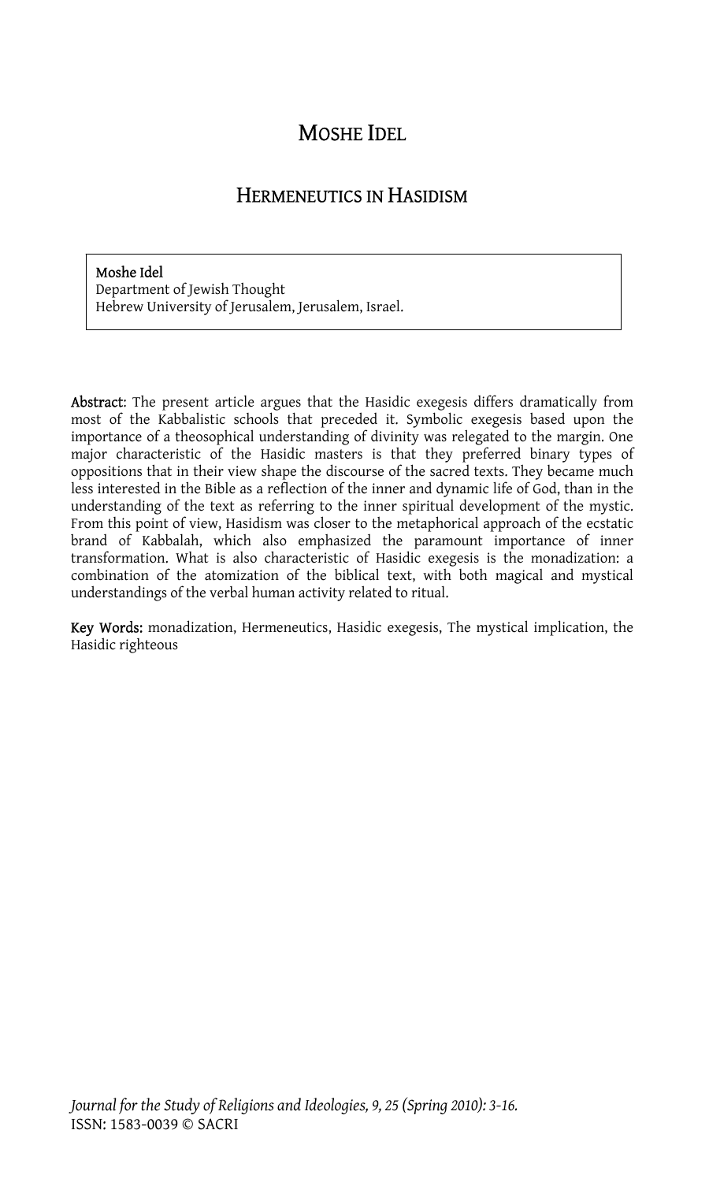# MOSHE IDEL

## HERMENEUTICS IN HASIDISM

**Moshe Idel**
Department of Jewish Thought
Hebrew University of Jerusalem, Jerusalem, Israel.

**Abstract**: The present article argues that the Hasidic exegesis differs dramatically from most of the Kabbalistic schools that preceded it. Symbolic exegesis based upon the importance of a theosophical understanding of divinity was relegated to the margin. One major characteristic of the Hasidic masters is that they preferred binary types of oppositions that in their view shape the discourse of the sacred texts. They became much less interested in the Bible as a reflection of the inner and dynamic life of God, than in the understanding of the text as referring to the inner spiritual development of the mystic. From this point of view, Hasidism was closer to the metaphorical approach of the ecstatic brand of Kabbalah, which also emphasized the paramount importance of inner transformation. What is also characteristic of Hasidic exegesis is the monadization: a combination of the atomization of the biblical text, with both magical and mystical understandings of the verbal human activity related to ritual.

**Key Words:** monadization, Hermeneutics, Hasidic exegesis, The mystical implication, the Hasidic righteous

*Journal for the Study of Religions and Ideologies, 9, 25 (Spring 2010): 3-16.*
ISSN: 1583-0039 © SACRI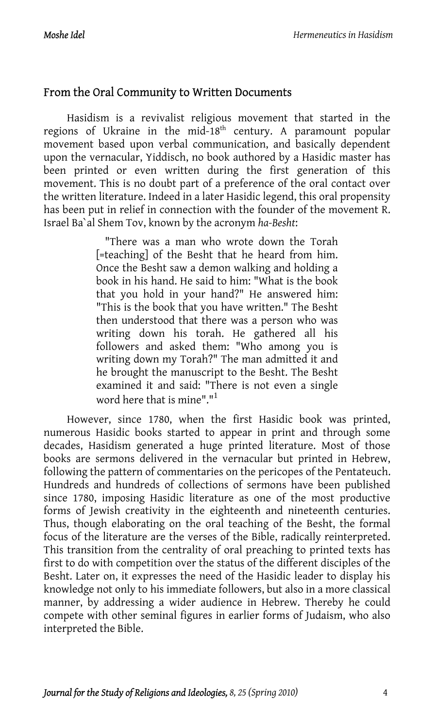## From the Oral Community to Written Documents

Hasidism is a revivalist religious movement that started in the regions of Ukraine in the mid-18th century. A paramount popular movement based upon verbal communication, and basically dependent upon the vernacular, Yiddisch, no book authored by a Hasidic master has been printed or even written during the first generation of this movement. This is no doubt part of a preference of the oral contact over the written literature. Indeed in a later Hasidic legend, this oral propensity has been put in relief in connection with the founder of the movement R. Israel Ba`al Shem Tov, known by the acronym *ha-Besht*:

> "There was a man who wrote down the Torah [=teaching] of the Besht that he heard from him. Once the Besht saw a demon walking and holding a book in his hand. He said to him: "What is the book that you hold in your hand?" He answered him: "This is the book that you have written." The Besht then understood that there was a person who was writing down his torah. He gathered all his followers and asked them: "Who among you is writing down my Torah?" The man admitted it and he brought the manuscript to the Besht. The Besht examined it and said: "There is not even a single word here that is mine"."[1]

However, since 1780, when the first Hasidic book was printed, numerous Hasidic books started to appear in print and through some decades, Hasidism generated a huge printed literature. Most of those books are sermons delivered in the vernacular but printed in Hebrew, following the pattern of commentaries on the pericopes of the Pentateuch. Hundreds and hundreds of collections of sermons have been published since 1780, imposing Hasidic literature as one of the most productive forms of Jewish creativity in the eighteenth and nineteenth centuries. Thus, though elaborating on the oral teaching of the Besht, the formal focus of the literature are the verses of the Bible, radically reinterpreted. This transition from the centrality of oral preaching to printed texts has first to do with competition over the status of the different disciples of the Besht. Later on, it expresses the need of the Hasidic leader to display his knowledge not only to his immediate followers, but also in a more classical manner, by addressing a wider audience in Hebrew. Thereby he could compete with other seminal figures in earlier forms of Judaism, who also interpreted the Bible.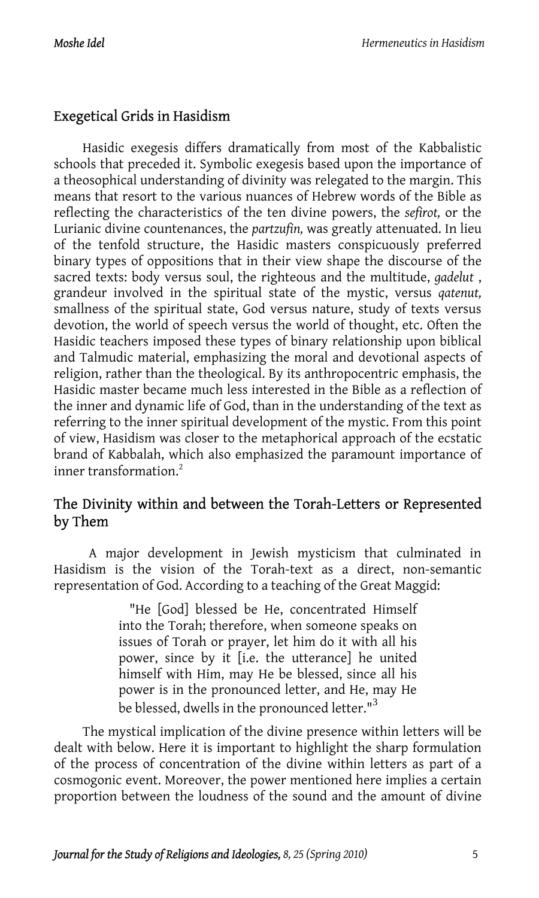## Exegetical Grids in Hasidism

Hasidic exegesis differs dramatically from most of the Kabbalistic schools that preceded it. Symbolic exegesis based upon the importance of a theosophical understanding of divinity was relegated to the margin. This means that resort to the various nuances of Hebrew words of the Bible as reflecting the characteristics of the ten divine powers, the *sefirot,* or the Lurianic divine countenances, the *partzufin,* was greatly attenuated. In lieu of the tenfold structure, the Hasidic masters conspicuously preferred binary types of oppositions that in their view shape the discourse of the sacred texts: body versus soul, the righteous and the multitude, *gadelut* , grandeur involved in the spiritual state of the mystic, versus *qatenut,* smallness of the spiritual state, God versus nature, study of texts versus devotion, the world of speech versus the world of thought, etc. Often the Hasidic teachers imposed these types of binary relationship upon biblical and Talmudic material, emphasizing the moral and devotional aspects of religion, rather than the theological. By its anthropocentric emphasis, the Hasidic master became much less interested in the Bible as a reflection of the inner and dynamic life of God, than in the understanding of the text as referring to the inner spiritual development of the mystic. From this point of view, Hasidism was closer to the metaphorical approach of the ecstatic brand of Kabbalah, which also emphasized the paramount importance of inner transformation.[2]

## The Divinity within and between the Torah-Letters or Represented by Them

A major development in Jewish mysticism that culminated in Hasidism is the vision of the Torah-text as a direct, non-semantic representation of God. According to a teaching of the Great Maggid:

> "He [God] blessed be He, concentrated Himself into the Torah; therefore, when someone speaks on issues of Torah or prayer, let him do it with all his power, since by it [i.e. the utterance] he united himself with Him, may He be blessed, since all his power is in the pronounced letter, and He, may He be blessed, dwells in the pronounced letter."[3]

The mystical implication of the divine presence within letters will be dealt with below. Here it is important to highlight the sharp formulation of the process of concentration of the divine within letters as part of a cosmogonic event. Moreover, the power mentioned here implies a certain proportion between the loudness of the sound and the amount of divine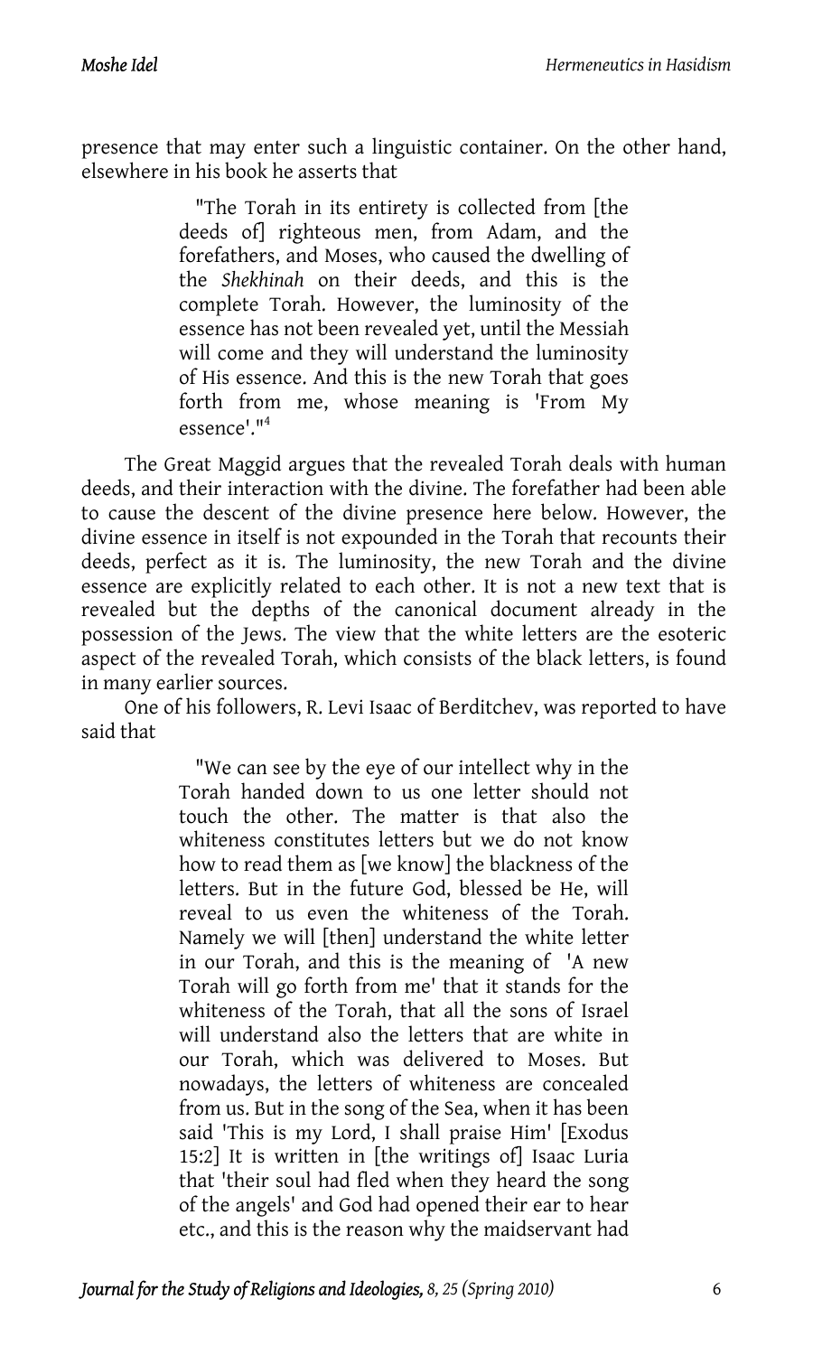presence that may enter such a linguistic container. On the other hand, elsewhere in his book he asserts that

> "The Torah in its entirety is collected from [the deeds of] righteous men, from Adam, and the forefathers, and Moses, who caused the dwelling of the *Shekhinah* on their deeds, and this is the complete Torah. However, the luminosity of the essence has not been revealed yet, until the Messiah will come and they will understand the luminosity of His essence. And this is the new Torah that goes forth from me, whose meaning is 'From My essence'."[4]

The Great Maggid argues that the revealed Torah deals with human deeds, and their interaction with the divine. The forefather had been able to cause the descent of the divine presence here below. However, the divine essence in itself is not expounded in the Torah that recounts their deeds, perfect as it is. The luminosity, the new Torah and the divine essence are explicitly related to each other. It is not a new text that is revealed but the depths of the canonical document already in the possession of the Jews. The view that the white letters are the esoteric aspect of the revealed Torah, which consists of the black letters, is found in many earlier sources.

One of his followers, R. Levi Isaac of Berditchev, was reported to have said that

> "We can see by the eye of our intellect why in the Torah handed down to us one letter should not touch the other. The matter is that also the whiteness constitutes letters but we do not know how to read them as [we know] the blackness of the letters. But in the future God, blessed be He, will reveal to us even the whiteness of the Torah. Namely we will [then] understand the white letter in our Torah, and this is the meaning of 'A new Torah will go forth from me' that it stands for the whiteness of the Torah, that all the sons of Israel will understand also the letters that are white in our Torah, which was delivered to Moses. But nowadays, the letters of whiteness are concealed from us. But in the song of the Sea, when it has been said 'This is my Lord, I shall praise Him' [Exodus 15:2] It is written in [the writings of] Isaac Luria that 'their soul had fled when they heard the song of the angels' and God had opened their ear to hear etc., and this is the reason why the maidservant had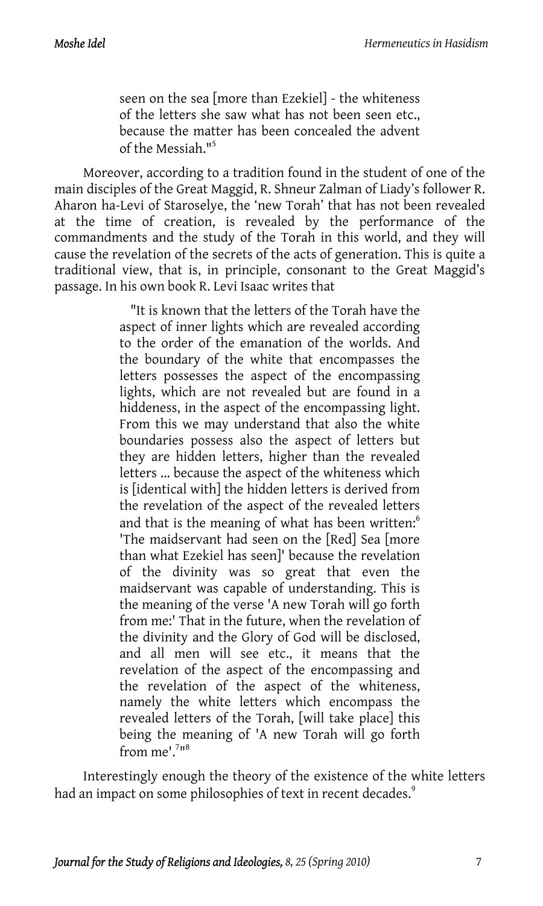> seen on the sea [more than Ezekiel] - the whiteness of the letters she saw what has not been seen etc., because the matter has been concealed the advent of the Messiah."[5]

Moreover, according to a tradition found in the student of one of the main disciples of the Great Maggid, R. Shneur Zalman of Liady's follower R. Aharon ha-Levi of Staroselye, the 'new Torah' that has not been revealed at the time of creation, is revealed by the performance of the commandments and the study of the Torah in this world, and they will cause the revelation of the secrets of the acts of generation. This is quite a traditional view, that is, in principle, consonant to the Great Maggid's passage. In his own book R. Levi Isaac writes that

> "It is known that the letters of the Torah have the aspect of inner lights which are revealed according to the order of the emanation of the worlds. And the boundary of the white that encompasses the letters possesses the aspect of the encompassing lights, which are not revealed but are found in a hiddeness, in the aspect of the encompassing light. From this we may understand that also the white boundaries possess also the aspect of letters but they are hidden letters, higher than the revealed letters ... because the aspect of the whiteness which is [identical with] the hidden letters is derived from the revelation of the aspect of the revealed letters and that is the meaning of what has been written:[6] 'The maidservant had seen on the [Red] Sea [more than what Ezekiel has seen]' because the revelation of the divinity was so great that even the maidservant was capable of understanding. This is the meaning of the verse 'A new Torah will go forth from me:' That in the future, when the revelation of the divinity and the Glory of God will be disclosed, and all men will see etc., it means that the revelation of the aspect of the encompassing and the revelation of the aspect of the whiteness, namely the white letters which encompass the revealed letters of the Torah, [will take place] this being the meaning of 'A new Torah will go forth from me'.[7]"[8]

Interestingly enough the theory of the existence of the white letters had an impact on some philosophies of text in recent decades.[9]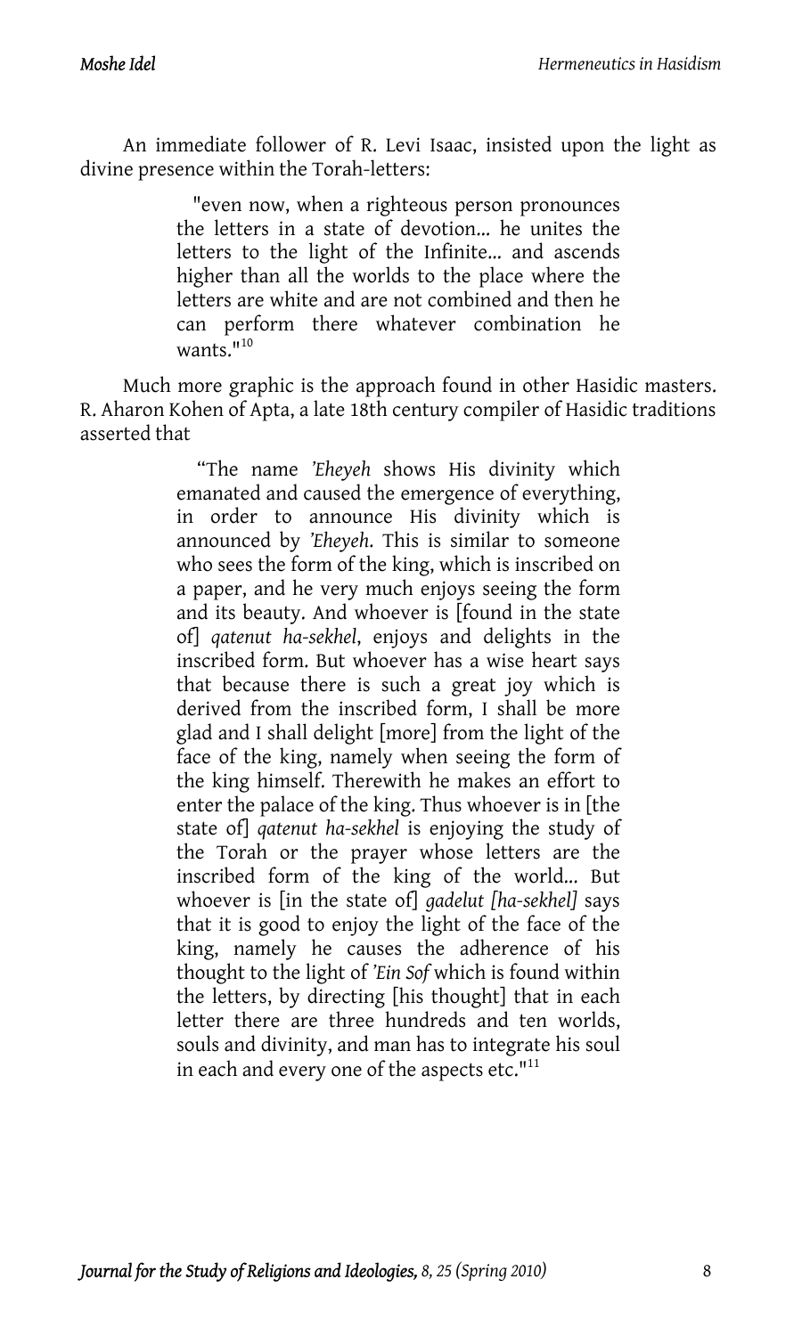An immediate follower of R. Levi Isaac, insisted upon the light as divine presence within the Torah-letters:

> "even now, when a righteous person pronounces the letters in a state of devotion... he unites the letters to the light of the Infinite... and ascends higher than all the worlds to the place where the letters are white and are not combined and then he can perform there whatever combination he wants."[10]

Much more graphic is the approach found in other Hasidic masters. R. Aharon Kohen of Apta, a late 18th century compiler of Hasidic traditions asserted that

> "The name *'Eheyeh* shows His divinity which emanated and caused the emergence of everything, in order to announce His divinity which is announced by *'Eheyeh*. This is similar to someone who sees the form of the king, which is inscribed on a paper, and he very much enjoys seeing the form and its beauty. And whoever is [found in the state of] *qatenut ha-sekhel*, enjoys and delights in the inscribed form. But whoever has a wise heart says that because there is such a great joy which is derived from the inscribed form, I shall be more glad and I shall delight [more] from the light of the face of the king, namely when seeing the form of the king himself. Therewith he makes an effort to enter the palace of the king. Thus whoever is in [the state of] *qatenut ha-sekhel* is enjoying the study of the Torah or the prayer whose letters are the inscribed form of the king of the world... But whoever is [in the state of] *gadelut [ha-sekhel]* says that it is good to enjoy the light of the face of the king, namely he causes the adherence of his thought to the light of *'Ein Sof* which is found within the letters, by directing [his thought] that in each letter there are three hundreds and ten worlds, souls and divinity, and man has to integrate his soul in each and every one of the aspects etc."[11]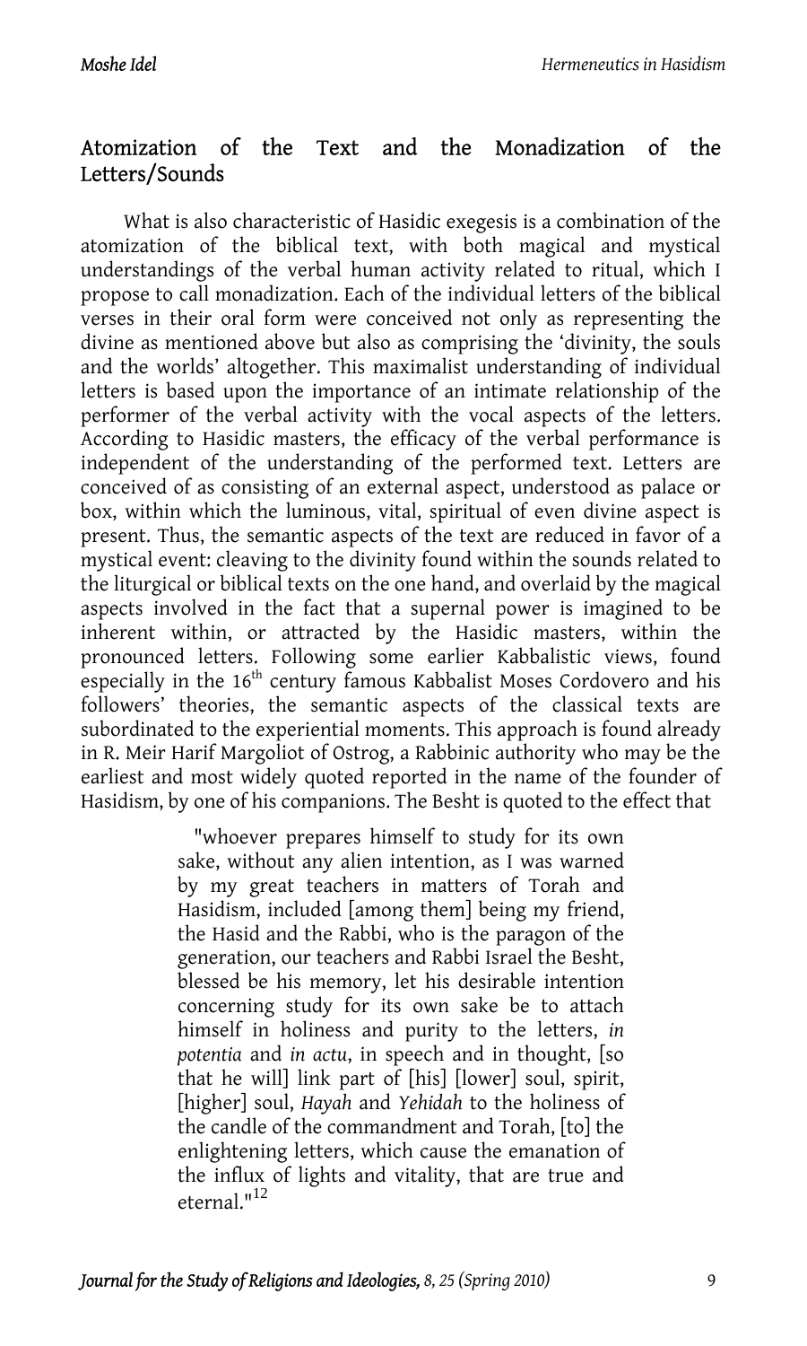## Atomization of the Text and the Monadization of the Letters/Sounds

What is also characteristic of Hasidic exegesis is a combination of the atomization of the biblical text, with both magical and mystical understandings of the verbal human activity related to ritual, which I propose to call monadization. Each of the individual letters of the biblical verses in their oral form were conceived not only as representing the divine as mentioned above but also as comprising the 'divinity, the souls and the worlds' altogether. This maximalist understanding of individual letters is based upon the importance of an intimate relationship of the performer of the verbal activity with the vocal aspects of the letters. According to Hasidic masters, the efficacy of the verbal performance is independent of the understanding of the performed text. Letters are conceived of as consisting of an external aspect, understood as palace or box, within which the luminous, vital, spiritual of even divine aspect is present. Thus, the semantic aspects of the text are reduced in favor of a mystical event: cleaving to the divinity found within the sounds related to the liturgical or biblical texts on the one hand, and overlaid by the magical aspects involved in the fact that a supernal power is imagined to be inherent within, or attracted by the Hasidic masters, within the pronounced letters. Following some earlier Kabbalistic views, found especially in the 16th century famous Kabbalist Moses Cordovero and his followers' theories, the semantic aspects of the classical texts are subordinated to the experiential moments. This approach is found already in R. Meir Harif Margoliot of Ostrog, a Rabbinic authority who may be the earliest and most widely quoted reported in the name of the founder of Hasidism, by one of his companions. The Besht is quoted to the effect that

> "whoever prepares himself to study for its own sake, without any alien intention, as I was warned by my great teachers in matters of Torah and Hasidism, included [among them] being my friend, the Hasid and the Rabbi, who is the paragon of the generation, our teachers and Rabbi Israel the Besht, blessed be his memory, let his desirable intention concerning study for its own sake be to attach himself in holiness and purity to the letters, *in potentia* and *in actu*, in speech and in thought, [so that he will] link part of [his] [lower] soul, spirit, [higher] soul, *Hayah* and *Yehidah* to the holiness of the candle of the commandment and Torah, [to] the enlightening letters, which cause the emanation of the influx of lights and vitality, that are true and eternal."[12]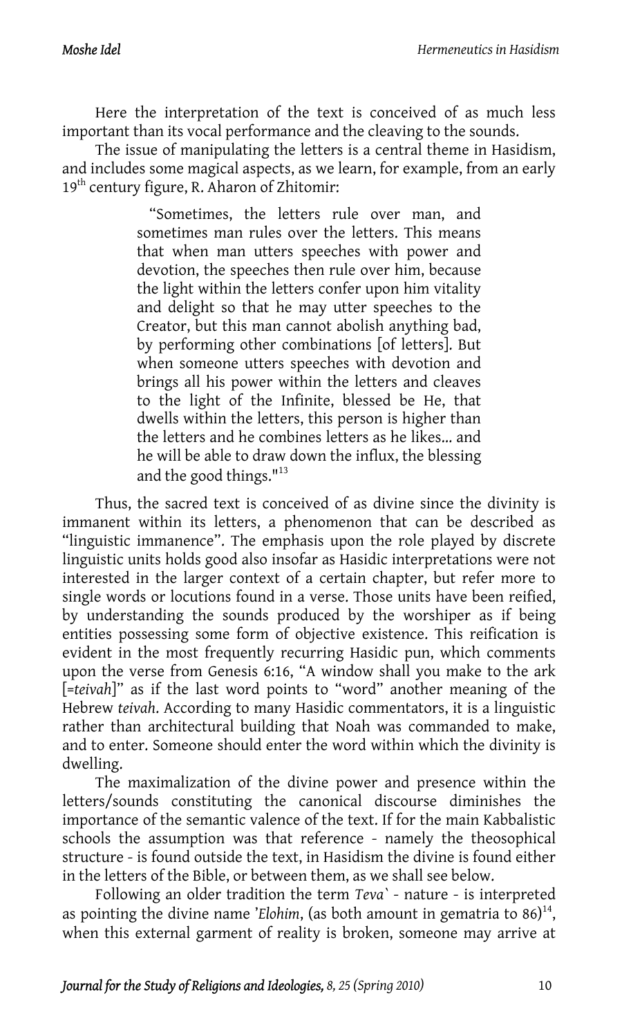Here the interpretation of the text is conceived of as much less important than its vocal performance and the cleaving to the sounds.

The issue of manipulating the letters is a central theme in Hasidism, and includes some magical aspects, as we learn, for example, from an early 19th century figure, R. Aharon of Zhitomir:

> "Sometimes, the letters rule over man, and sometimes man rules over the letters. This means that when man utters speeches with power and devotion, the speeches then rule over him, because the light within the letters confer upon him vitality and delight so that he may utter speeches to the Creator, but this man cannot abolish anything bad, by performing other combinations [of letters]. But when someone utters speeches with devotion and brings all his power within the letters and cleaves to the light of the Infinite, blessed be He, that dwells within the letters, this person is higher than the letters and he combines letters as he likes... and he will be able to draw down the influx, the blessing and the good things."[13]

Thus, the sacred text is conceived of as divine since the divinity is immanent within its letters, a phenomenon that can be described as "linguistic immanence". The emphasis upon the role played by discrete linguistic units holds good also insofar as Hasidic interpretations were not interested in the larger context of a certain chapter, but refer more to single words or locutions found in a verse. Those units have been reified, by understanding the sounds produced by the worshiper as if being entities possessing some form of objective existence. This reification is evident in the most frequently recurring Hasidic pun, which comments upon the verse from Genesis 6:16, "A window shall you make to the ark [=*teivah*]" as if the last word points to "word" another meaning of the Hebrew *teivah*. According to many Hasidic commentators, it is a linguistic rather than architectural building that Noah was commanded to make, and to enter. Someone should enter the word within which the divinity is dwelling.

The maximalization of the divine power and presence within the letters/sounds constituting the canonical discourse diminishes the importance of the semantic valence of the text. If for the main Kabbalistic schools the assumption was that reference - namely the theosophical structure - is found outside the text, in Hasidism the divine is found either in the letters of the Bible, or between them, as we shall see below.

Following an older tradition the term *Teva`* - nature - is interpreted as pointing the divine name *'Elohim*, (as both amount in gematria to 86)[14], when this external garment of reality is broken, someone may arrive at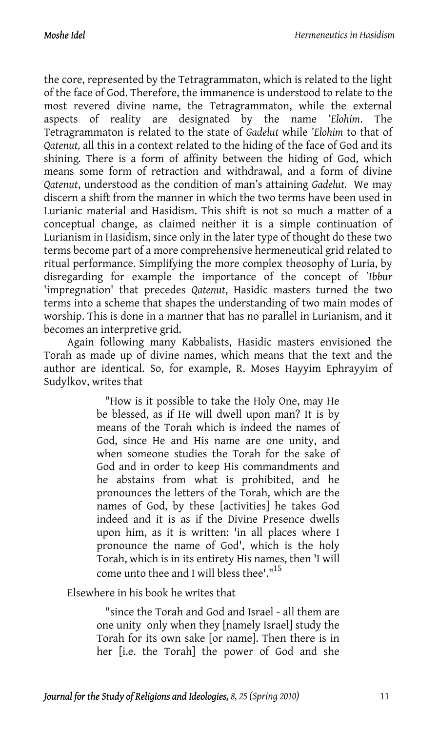the core, represented by the Tetragrammaton, which is related to the light of the face of God. Therefore, the immanence is understood to relate to the most revered divine name, the Tetragrammaton, while the external aspects of reality are designated by the name *'Elohim*. The Tetragrammaton is related to the state of *Gadelut* while *'Elohim* to that of *Qatenut,* all this in a context related to the hiding of the face of God and its shining. There is a form of affinity between the hiding of God, which means some form of retraction and withdrawal, and a form of divine *Qatenut*, understood as the condition of man's attaining *Gadelut.* We may discern a shift from the manner in which the two terms have been used in Lurianic material and Hasidism. This shift is not so much a matter of a conceptual change, as claimed neither it is a simple continuation of Lurianism in Hasidism, since only in the later type of thought do these two terms become part of a more comprehensive hermeneutical grid related to ritual performance. Simplifying the more complex theosophy of Luria, by disregarding for example the importance of the concept of *`Ibbur* 'impregnation' that precedes *Qatenut*, Hasidic masters turned the two terms into a scheme that shapes the understanding of two main modes of worship. This is done in a manner that has no parallel in Lurianism, and it becomes an interpretive grid.

Again following many Kabbalists, Hasidic masters envisioned the Torah as made up of divine names, which means that the text and the author are identical. So, for example, R. Moses Hayyim Ephrayyim of Sudylkov, writes that

> "How is it possible to take the Holy One, may He be blessed, as if He will dwell upon man? It is by means of the Torah which is indeed the names of God, since He and His name are one unity, and when someone studies the Torah for the sake of God and in order to keep His commandments and he abstains from what is prohibited, and he pronounces the letters of the Torah, which are the names of God, by these [activities] he takes God indeed and it is as if the Divine Presence dwells upon him, as it is written: 'in all places where I pronounce the name of God', which is the holy Torah, which is in its entirety His names, then 'I will come unto thee and I will bless thee'."[15]

Elsewhere in his book he writes that

> "since the Torah and God and Israel - all them are one unity only when they [namely Israel] study the Torah for its own sake [or name]. Then there is in her [i.e. the Torah] the power of God and she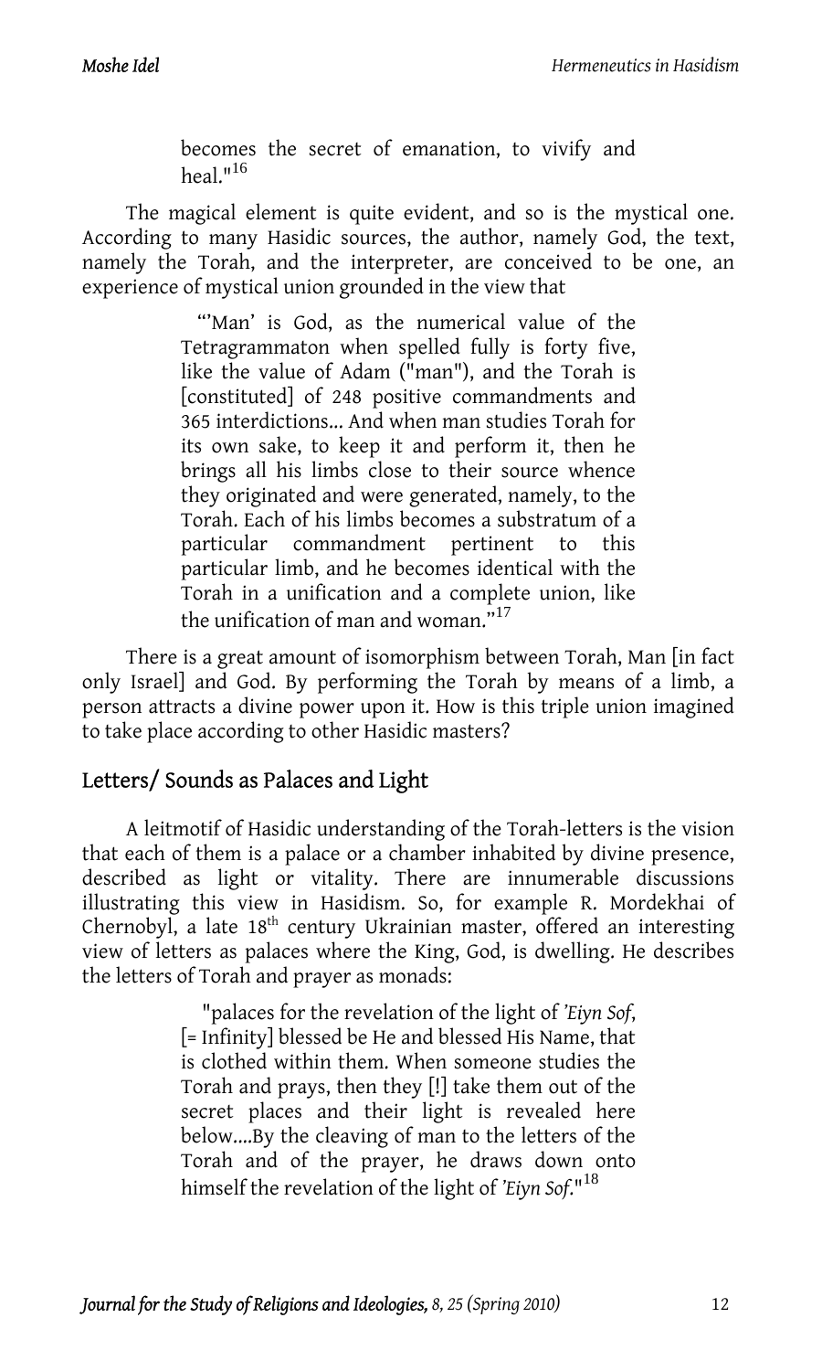> becomes the secret of emanation, to vivify and heal."[16]

The magical element is quite evident, and so is the mystical one. According to many Hasidic sources, the author, namely God, the text, namely the Torah, and the interpreter, are conceived to be one, an experience of mystical union grounded in the view that

> "'Man' is God, as the numerical value of the Tetragrammaton when spelled fully is forty five, like the value of Adam ("man"), and the Torah is [constituted] of 248 positive commandments and 365 interdictions... And when man studies Torah for its own sake, to keep it and perform it, then he brings all his limbs close to their source whence they originated and were generated, namely, to the Torah. Each of his limbs becomes a substratum of a particular commandment pertinent to this particular limb, and he becomes identical with the Torah in a unification and a complete union, like the unification of man and woman."[17]

There is a great amount of isomorphism between Torah, Man [in fact only Israel] and God. By performing the Torah by means of a limb, a person attracts a divine power upon it. How is this triple union imagined to take place according to other Hasidic masters?

## Letters/ Sounds as Palaces and Light

A leitmotif of Hasidic understanding of the Torah-letters is the vision that each of them is a palace or a chamber inhabited by divine presence, described as light or vitality. There are innumerable discussions illustrating this view in Hasidism. So, for example R. Mordekhai of Chernobyl, a late 18th century Ukrainian master, offered an interesting view of letters as palaces where the King, God, is dwelling. He describes the letters of Torah and prayer as monads:

> "palaces for the revelation of the light of *'Eiyn Sof*, [= Infinity] blessed be He and blessed His Name, that is clothed within them. When someone studies the Torah and prays, then they [!] take them out of the secret places and their light is revealed here below....By the cleaving of man to the letters of the Torah and of the prayer, he draws down onto himself the revelation of the light of *'Eiyn Sof*."[18]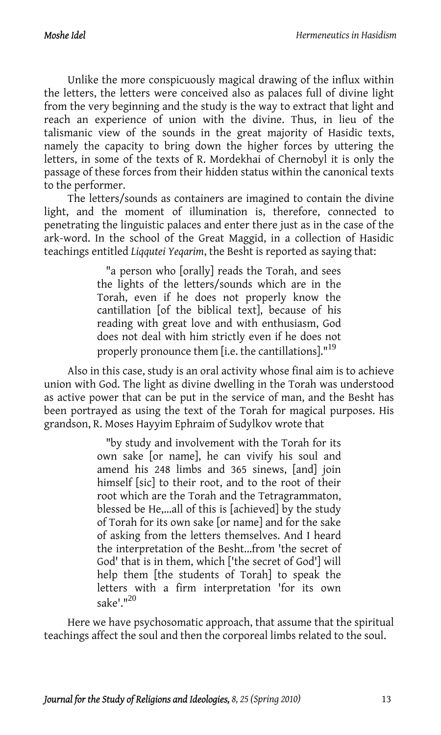Unlike the more conspicuously magical drawing of the influx within the letters, the letters were conceived also as palaces full of divine light from the very beginning and the study is the way to extract that light and reach an experience of union with the divine. Thus, in lieu of the talismanic view of the sounds in the great majority of Hasidic texts, namely the capacity to bring down the higher forces by uttering the letters, in some of the texts of R. Mordekhai of Chernobyl it is only the passage of these forces from their hidden status within the canonical texts to the performer.

The letters/sounds as containers are imagined to contain the divine light, and the moment of illumination is, therefore, connected to penetrating the linguistic palaces and enter there just as in the case of the ark-word. In the school of the Great Maggid, in a collection of Hasidic teachings entitled *Liqqutei Yeqarim*, the Besht is reported as saying that:

> "a person who [orally] reads the Torah, and sees the lights of the letters/sounds which are in the Torah, even if he does not properly know the cantillation [of the biblical text], because of his reading with great love and with enthusiasm, God does not deal with him strictly even if he does not properly pronounce them [i.e. the cantillations]."[19]

Also in this case, study is an oral activity whose final aim is to achieve union with God. The light as divine dwelling in the Torah was understood as active power that can be put in the service of man, and the Besht has been portrayed as using the text of the Torah for magical purposes. His grandson, R. Moses Hayyim Ephraim of Sudylkov wrote that

> "by study and involvement with the Torah for its own sake [or name], he can vivify his soul and amend his 248 limbs and 365 sinews, [and] join himself [sic] to their root, and to the root of their root which are the Torah and the Tetragrammaton, blessed be He,...all of this is [achieved] by the study of Torah for its own sake [or name] and for the sake of asking from the letters themselves. And I heard the interpretation of the Besht...from 'the secret of God' that is in them, which ['the secret of God'] will help them [the students of Torah] to speak the letters with a firm interpretation 'for its own sake'."[20]

Here we have psychosomatic approach, that assume that the spiritual teachings affect the soul and then the corporeal limbs related to the soul.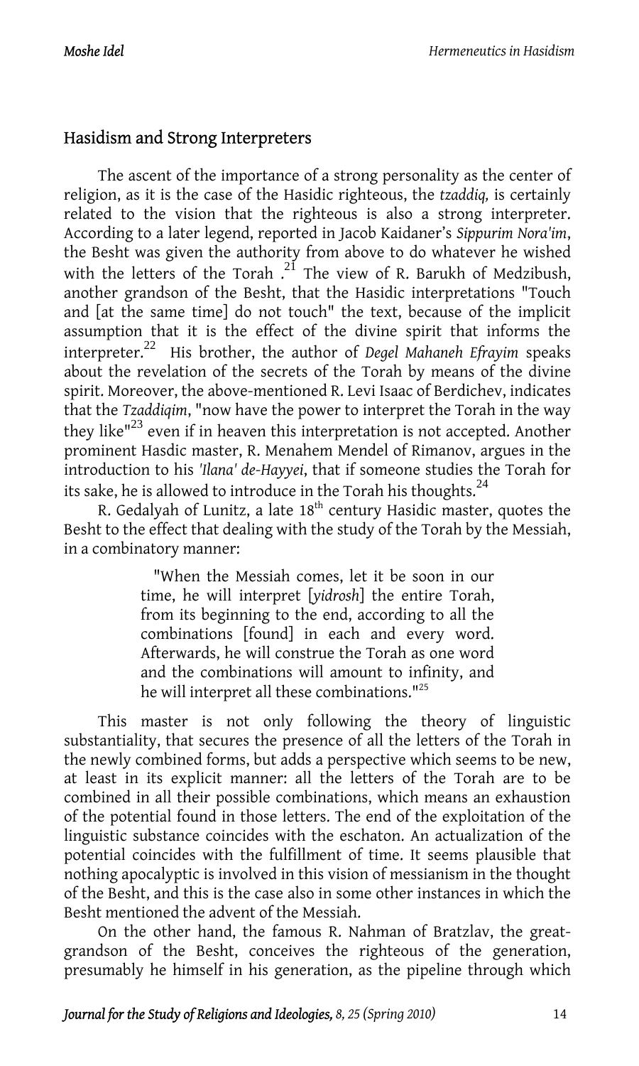## Hasidism and Strong Interpreters

The ascent of the importance of a strong personality as the center of religion, as it is the case of the Hasidic righteous, the *tzaddiq,* is certainly related to the vision that the righteous is also a strong interpreter. According to a later legend, reported in Jacob Kaidaner's *Sippurim Nora'im*, the Besht was given the authority from above to do whatever he wished with the letters of the Torah .[21] The view of R. Barukh of Medzibush, another grandson of the Besht, that the Hasidic interpretations "Touch and [at the same time] do not touch" the text, because of the implicit assumption that it is the effect of the divine spirit that informs the interpreter.[22] His brother, the author of *Degel Mahaneh Efrayim* speaks about the revelation of the secrets of the Torah by means of the divine spirit. Moreover, the above-mentioned R. Levi Isaac of Berdichev, indicates that the *Tzaddiqim*, "now have the power to interpret the Torah in the way they like"[23] even if in heaven this interpretation is not accepted. Another prominent Hasdic master, R. Menahem Mendel of Rimanov, argues in the introduction to his *'Ilana' de-Hayyei*, that if someone studies the Torah for its sake, he is allowed to introduce in the Torah his thoughts.[24]

R. Gedalyah of Lunitz, a late 18th century Hasidic master, quotes the Besht to the effect that dealing with the study of the Torah by the Messiah, in a combinatory manner:

> "When the Messiah comes, let it be soon in our time, he will interpret [*yidrosh*] the entire Torah, from its beginning to the end, according to all the combinations [found] in each and every word. Afterwards, he will construe the Torah as one word and the combinations will amount to infinity, and he will interpret all these combinations."[25]

This master is not only following the theory of linguistic substantiality, that secures the presence of all the letters of the Torah in the newly combined forms, but adds a perspective which seems to be new, at least in its explicit manner: all the letters of the Torah are to be combined in all their possible combinations, which means an exhaustion of the potential found in those letters. The end of the exploitation of the linguistic substance coincides with the eschaton. An actualization of the potential coincides with the fulfillment of time. It seems plausible that nothing apocalyptic is involved in this vision of messianism in the thought of the Besht, and this is the case also in some other instances in which the Besht mentioned the advent of the Messiah.

On the other hand, the famous R. Nahman of Bratzlav, the great-grandson of the Besht, conceives the righteous of the generation, presumably he himself in his generation, as the pipeline through which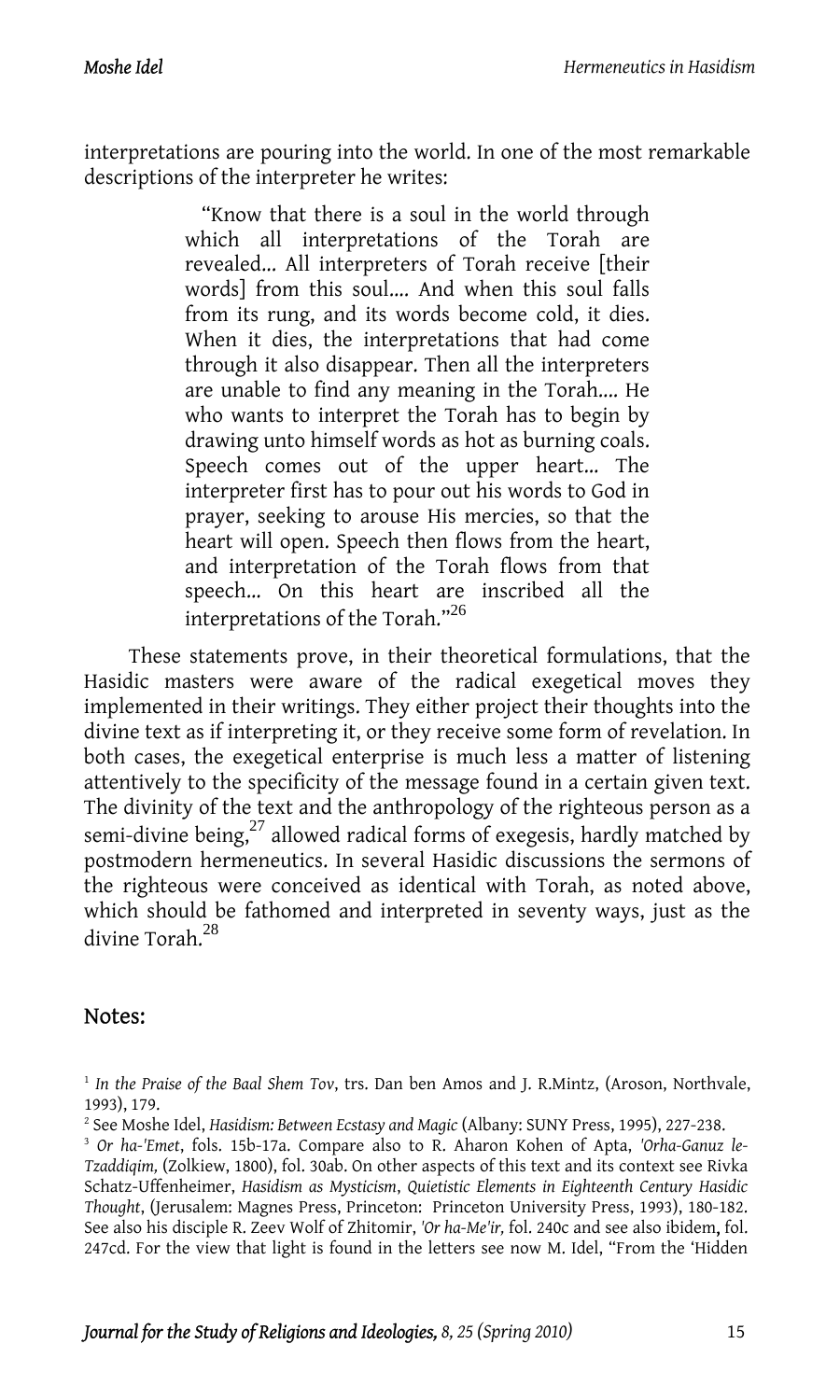interpretations are pouring into the world. In one of the most remarkable descriptions of the interpreter he writes:

> "Know that there is a soul in the world through which all interpretations of the Torah are revealed... All interpreters of Torah receive [their words] from this soul.... And when this soul falls from its rung, and its words become cold, it dies. When it dies, the interpretations that had come through it also disappear. Then all the interpreters are unable to find any meaning in the Torah.... He who wants to interpret the Torah has to begin by drawing unto himself words as hot as burning coals. Speech comes out of the upper heart... The interpreter first has to pour out his words to God in prayer, seeking to arouse His mercies, so that the heart will open. Speech then flows from the heart, and interpretation of the Torah flows from that speech... On this heart are inscribed all the interpretations of the Torah."[26]

These statements prove, in their theoretical formulations, that the Hasidic masters were aware of the radical exegetical moves they implemented in their writings. They either project their thoughts into the divine text as if interpreting it, or they receive some form of revelation. In both cases, the exegetical enterprise is much less a matter of listening attentively to the specificity of the message found in a certain given text. The divinity of the text and the anthropology of the righteous person as a semi-divine being,[27] allowed radical forms of exegesis, hardly matched by postmodern hermeneutics. In several Hasidic discussions the sermons of the righteous were conceived as identical with Torah, as noted above, which should be fathomed and interpreted in seventy ways, just as the divine Torah.[28]

## Notes:

[1] *In the Praise of the Baal Shem Tov*, trs. Dan ben Amos and J. R.Mintz, (Aroson, Northvale, 1993), 179.

[2] See Moshe Idel, *Hasidism: Between Ecstasy and Magic* (Albany: SUNY Press, 1995), 227-238.

[3] *Or ha-'Emet*, fols. 15b-17a. Compare also to R. Aharon Kohen of Apta, *'Orha-Ganuz le-Tzaddiqim,* (Zolkiew, 1800), fol. 30ab. On other aspects of this text and its context see Rivka Schatz-Uffenheimer, *Hasidism as Mysticism*, *Quietistic Elements in Eighteenth Century Hasidic Thought*, (Jerusalem: Magnes Press, Princeton: Princeton University Press, 1993), 180-182. See also his disciple R. Zeev Wolf of Zhitomir, *'Or ha-Me'ir,* fol. 240c and see also ibidem, fol. 247cd. For the view that light is found in the letters see now M. Idel, "From the 'Hidden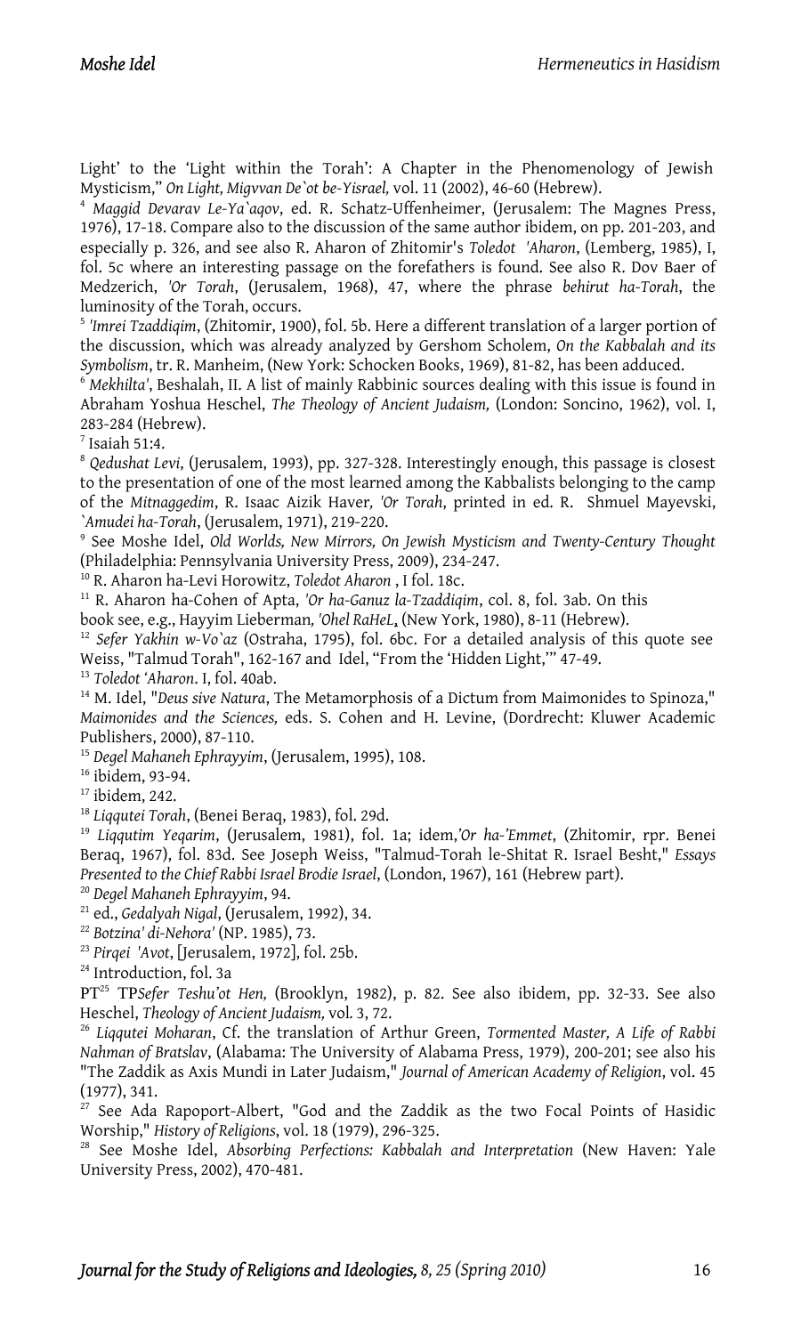Light' to the 'Light within the Torah': A Chapter in the Phenomenology of Jewish Mysticism," *On Light, Migvvan De`ot be-Yisrael,* vol. 11 (2002), 46-60 (Hebrew).

[4] *Maggid Devarav Le-Ya`aqov*, ed. R. Schatz-Uffenheimer, (Jerusalem: The Magnes Press, 1976), 17-18. Compare also to the discussion of the same author ibidem, on pp. 201-203, and especially p. 326, and see also R. Aharon of Zhitomir's *Toledot 'Aharon*, (Lemberg, 1985), I, fol. 5c where an interesting passage on the forefathers is found. See also R. Dov Baer of Medzerich, *'Or Torah*, (Jerusalem, 1968), 47, where the phrase *behirut ha-Torah*, the luminosity of the Torah, occurs.

[5] *'Imrei Tzaddiqim*, (Zhitomir, 1900), fol. 5b. Here a different translation of a larger portion of the discussion, which was already analyzed by Gershom Scholem, *On the Kabbalah and its Symbolism*, tr. R. Manheim, (New York: Schocken Books, 1969), 81-82, has been adduced.

[6] *Mekhilta'*, Beshalah, II. A list of mainly Rabbinic sources dealing with this issue is found in Abraham Yoshua Heschel, *The Theology of Ancient Judaism,* (London: Soncino, 1962), vol. I, 283-284 (Hebrew).

[7] Isaiah 51:4.

[8] *Qedushat Levi*, (Jerusalem, 1993), pp. 327-328. Interestingly enough, this passage is closest to the presentation of one of the most learned among the Kabbalists belonging to the camp of the *Mitnaggedim*, R. Isaac Aizik Haver*, 'Or Torah*, printed in ed. R. Shmuel Mayevski, *`Amudei ha-Torah*, (Jerusalem, 1971), 219-220.

[9] See Moshe Idel, *Old Worlds, New Mirrors, On Jewish Mysticism and Twenty-Century Thought* (Philadelphia: Pennsylvania University Press, 2009), 234-247.

[10] R. Aharon ha-Levi Horowitz, *Toledot Aharon* , I fol. 18c.

[11] R. Aharon ha-Cohen of Apta, *'Or ha-Ganuz la-Tzaddiqim*, col. 8, fol. 3ab. On this book see, e.g., Hayyim Lieberman*, 'Ohel RaHeL*, (New York, 1980), 8-11 (Hebrew).

[12] *Sefer Yakhin w-Vo`az* (Ostraha, 1795), fol. 6bc. For a detailed analysis of this quote see Weiss, "Talmud Torah", 162-167 and Idel, "From the 'Hidden Light,'" 47-49.

[13] *Toledot 'Aharon*. I, fol. 40ab.

[14] M. Idel, "*Deus sive Natura*, The Metamorphosis of a Dictum from Maimonides to Spinoza," *Maimonides and the Sciences,* eds. S. Cohen and H. Levine, (Dordrecht: Kluwer Academic Publishers, 2000), 87-110.

[15] *Degel Mahaneh Ephrayyim*, (Jerusalem, 1995), 108.

[16] ibidem, 93-94.

[17] ibidem, 242.

[18] *Liqqutei Torah*, (Benei Beraq, 1983), fol. 29d.

[19] *Liqqutim Yeqarim*, (Jerusalem, 1981), fol. 1a; idem,*'Or ha-'Emmet*, (Zhitomir, rpr. Benei Beraq, 1967), fol. 83d. See Joseph Weiss, "Talmud-Torah le-Shitat R. Israel Besht," *Essays Presented to the Chief Rabbi Israel Brodie Israel*, (London, 1967), 161 (Hebrew part).

[20] *Degel Mahaneh Ephrayyim*, 94.

[21] ed., *Gedalyah Nigal*, (Jerusalem, 1992), 34.

[22] *Botzina' di-Nehora'* (NP. 1985), 73.

[23] *Pirqei 'Avot*, [Jerusalem, 1972], fol. 25b.

[24] Introduction, fol. 3a

PT[25] TP*Sefer Teshu'ot Hen,* (Brooklyn, 1982), p. 82. See also ibidem, pp. 32-33. See also Heschel, *Theology of Ancient Judaism,* vol. 3, 72.

[26] *Liqqutei Moharan*, Cf. the translation of Arthur Green, *Tormented Master, A Life of Rabbi Nahman of Bratslav*, (Alabama: The University of Alabama Press, 1979), 200-201; see also his "The Zaddik as Axis Mundi in Later Judaism," *Journal of American Academy of Religion*, vol. 45 (1977), 341.

[27] See Ada Rapoport-Albert, "God and the Zaddik as the two Focal Points of Hasidic Worship," *History of Religions*, vol. 18 (1979), 296-325.

[28] See Moshe Idel, *Absorbing Perfections: Kabbalah and Interpretation* (New Haven: Yale University Press, 2002), 470-481.